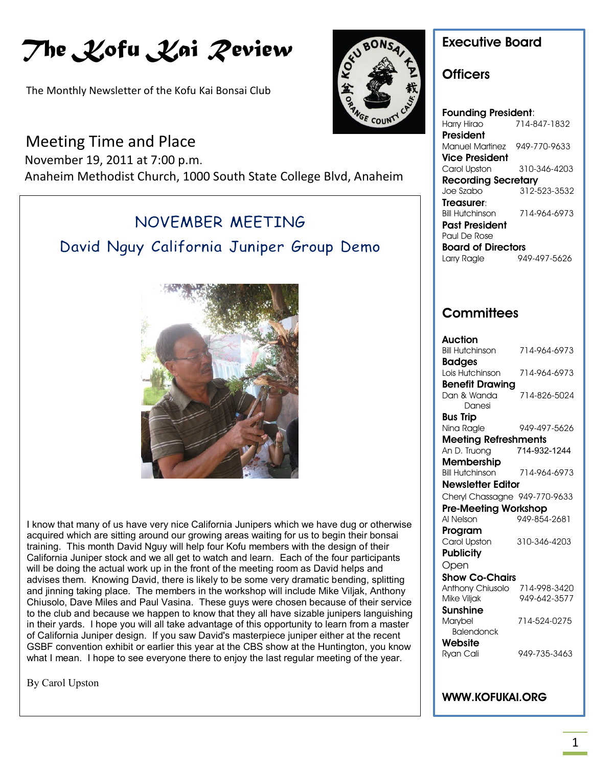# The Kofu Kai Review

The Monthly Newsletter of the Kofu Kai Bonsai Club

## Meeting Time and Place

November 19, 2011 at 7:00 p.m.

Anaheim Methodist Church, 1000 South State College Blvd, Anaheim

## NOVEMBER MEETING

### David Nguy California Juniper Group Demo

I know that many of us have very nice California Junipers which we have dug or otherwise acquired which are sitting around our growing areas waiting for us to begin their bonsai training. This month David Nguy will help four Kofu members with the design of their California Juniper stock and we all get to watch and learn. Each of the four participants will be doing the actual work up in the front of the meeting room as David helps and advises them. Knowing David, there is likely to be some very dramatic bending, splitting and jinning taking place. The members in the workshop will include Mike Viljak, Anthony Chiusolo, Dave Miles and Paul Vasina. These guys were chosen because of their service to the club and because we happen to know that they all have sizable junipers languishing in their yards. I hope you will all take advantage of this opportunity to learn from a master of California Juniper design. If you saw David's masterpiece juniper either at the recent GSBF convention exhibit or earlier this year at the CBS show at the Huntington, you know what I mean. I hope to see everyone there to enjoy the last regular meeting of the year.

By Carol Upston

## Executive Board

### Officers

**Founding President**:
Harry Hirao 714-847-1832

**President**
Manuel Martinez 949-770-9633

**Vice President**
Carol Upston 310-346-4203

**Recording Secretary**
Joe Szabo 312-523-3532

**Treasurer**:
Bill Hutchinson 714-964-6973

**Past President**
Paul De Rose

**Board of Directors**
Larry Ragle 949-497-5626

### Committees

**Auction**
Bill Hutchinson 714-964-6973

**Badges**
Lois Hutchinson 714-964-6973

**Benefit Drawing**
Dan & Wanda Danesi 714-826-5024

**Bus Trip**
Nina Ragle 949-497-5626

**Meeting Refreshments**
An D. Truong 714-932-1244

**Membership**
Bill Hutchinson 714-964-6973

**Newsletter Editor**
Cheryl Chassagne 949-770-9633

**Pre-Meeting Workshop**
Al Nelson 949-854-2681

**Program**
Carol Upston 310-346-4203

**Publicity**
Open

**Show Co-Chairs**
Anthony Chiusolo 714-998-3420
Mike Viljak 949-642-3577

**Sunshine**
Marybel Balendonck 714-524-0275

**Website**
Ryan Cali 949-735-3463

**WWW.KOFUKAI.ORG**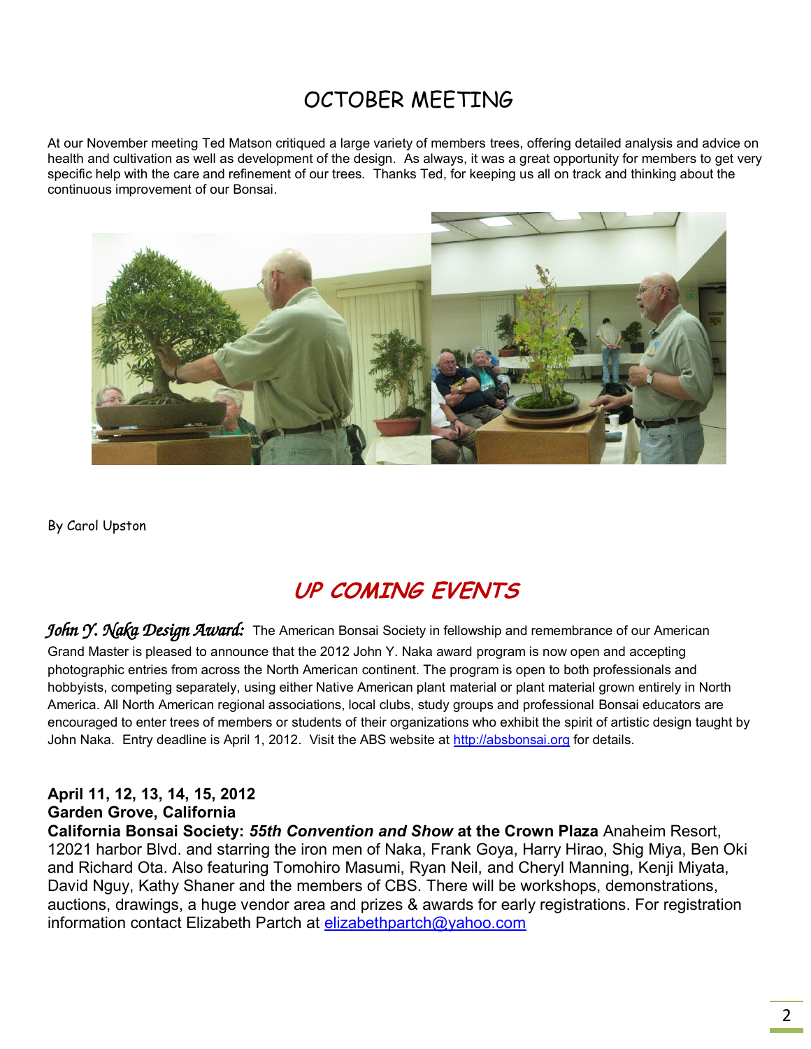# OCTOBER MEETING

At our November meeting Ted Matson critiqued a large variety of members trees, offering detailed analysis and advice on health and cultivation as well as development of the design. As always, it was a great opportunity for members to get very specific help with the care and refinement of our trees. Thanks Ted, for keeping us all on track and thinking about the continuous improvement of our Bonsai.

By Carol Upston

## UP COMING EVENTS

***John Y. Naka Design Award:*** The American Bonsai Society in fellowship and remembrance of our American Grand Master is pleased to announce that the 2012 John Y. Naka award program is now open and accepting photographic entries from across the North American continent. The program is open to both professionals and hobbyists, competing separately, using either Native American plant material or plant material grown entirely in North America. All North American regional associations, local clubs, study groups and professional Bonsai educators are encouraged to enter trees of members or students of their organizations who exhibit the spirit of artistic design taught by John Naka. Entry deadline is April 1, 2012. Visit the ABS website at http://absbonsai.org for details.

**April 11, 12, 13, 14, 15, 2012**
**Garden Grove, California**
**California Bonsai Society: *55th Convention and Show* at the Crown Plaza** Anaheim Resort, 12021 harbor Blvd. and starring the iron men of Naka, Frank Goya, Harry Hirao, Shig Miya, Ben Oki and Richard Ota. Also featuring Tomohiro Masumi, Ryan Neil, and Cheryl Manning, Kenji Miyata, David Nguy, Kathy Shaner and the members of CBS. There will be workshops, demonstrations, auctions, drawings, a huge vendor area and prizes & awards for early registrations. For registration information contact Elizabeth Partch at elizabethpartch@yahoo.com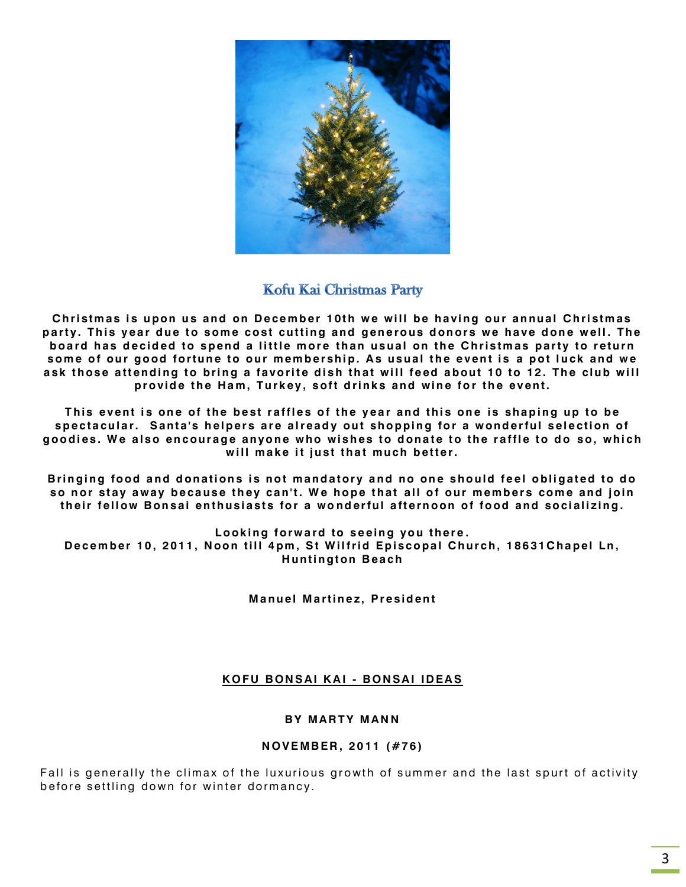## Kofu Kai Christmas Party

**Christmas is upon us and on December 10th we will be having our annual Christmas party. This year due to some cost cutting and generous donors we have done well. The board has decided to spend a little more than usual on the Christmas party to return some of our good fortune to our membership. As usual the event is a pot luck and we ask those attending to bring a favorite dish that will feed about 10 to 12. The club will provide the Ham, Turkey, soft drinks and wine for the event.**

**This event is one of the best raffles of the year and this one is shaping up to be spectacular. Santa's helpers are already out shopping for a wonderful selection of goodies. We also encourage anyone who wishes to donate to the raffle to do so, which will make it just that much better.**

**Bringing food and donations is not mandatory and no one should feel obligated to do so nor stay away because they can't. We hope that all of our members come and join their fellow Bonsai enthusiasts for a wonderful afternoon of food and socializing.**

**Looking forward to seeing you there.**
**December 10, 2011, Noon till 4pm, St Wilfrid Episcopal Church, 18631Chapel Ln, Huntington Beach**

**Manuel Martinez, President**

## KOFU BONSAI KAI - BONSAI IDEAS

**BY MARTY MANN**

**NOVEMBER, 2011 (#76)**

Fall is generally the climax of the luxurious growth of summer and the last spurt of activity before settling down for winter dormancy.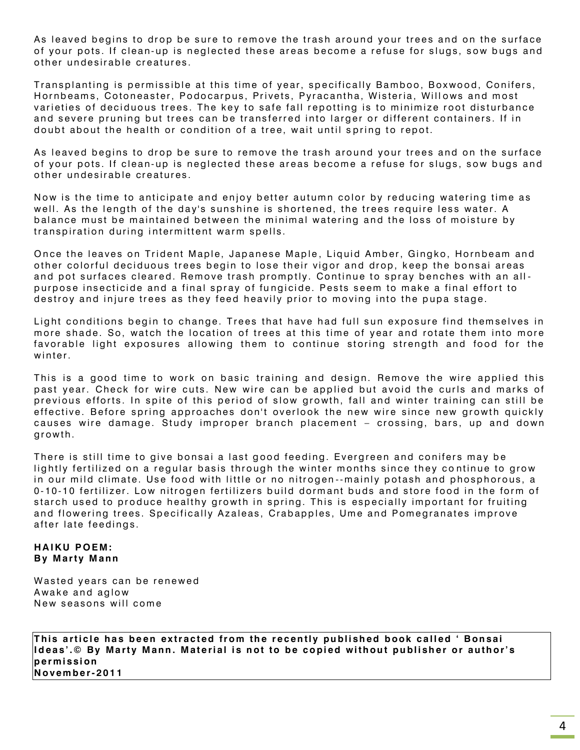As leaved begins to drop be sure to remove the trash around your trees and on the surface of your pots. If clean-up is neglected these areas become a refuse for slugs, sow bugs and other undesirable creatures.

Transplanting is permissible at this time of year, specifically Bamboo, Boxwood, Conifers, Hornbeams, Cotoneaster, Podocarpus, Privets, Pyracantha, Wisteria, Willows and most varieties of deciduous trees. The key to safe fall repotting is to minimize root disturbance and severe pruning but trees can be transferred into larger or different containers. If in doubt about the health or condition of a tree, wait until spring to repot.

As leaved begins to drop be sure to remove the trash around your trees and on the surface of your pots. If clean-up is neglected these areas become a refuse for slugs, sow bugs and other undesirable creatures.

Now is the time to anticipate and enjoy better autumn color by reducing watering time as well. As the length of the day's sunshine is shortened, the trees require less water. A balance must be maintained between the minimal watering and the loss of moisture by transpiration during intermittent warm spells.

Once the leaves on Trident Maple, Japanese Maple, Liquid Amber, Gingko, Hornbeam and other colorful deciduous trees begin to lose their vigor and drop, keep the bonsai areas and pot surfaces cleared. Remove trash promptly. Continue to spray benches with an all-purpose insecticide and a final spray of fungicide. Pests seem to make a final effort to destroy and injure trees as they feed heavily prior to moving into the pupa stage.

Light conditions begin to change. Trees that have had full sun exposure find themselves in more shade. So, watch the location of trees at this time of year and rotate them into more favorable light exposures allowing them to continue storing strength and food for the winter.

This is a good time to work on basic training and design. Remove the wire applied this past year. Check for wire cuts. New wire can be applied but avoid the curls and marks of previous efforts. In spite of this period of slow growth, fall and winter training can still be effective. Before spring approaches don't overlook the new wire since new growth quickly causes wire damage. Study improper branch placement – crossing, bars, up and down growth.

There is still time to give bonsai a last good feeding. Evergreen and conifers may be lightly fertilized on a regular basis through the winter months since they continue to grow in our mild climate. Use food with little or no nitrogen--mainly potash and phosphorous, a 0-10-10 fertilizer. Low nitrogen fertilizers build dormant buds and store food in the form of starch used to produce healthy growth in spring. This is especially important for fruiting and flowering trees. Specifically Azaleas, Crabapples, Ume and Pomegranates improve after late feedings.

**HAIKU POEM:**
**By Marty Mann**

Wasted years can be renewed
Awake and aglow
New seasons will come

**This article has been extracted from the recently published book called ' Bonsai Ideas'.© By Marty Mann. Material is not to be copied without publisher or author's permission**
**November-2011**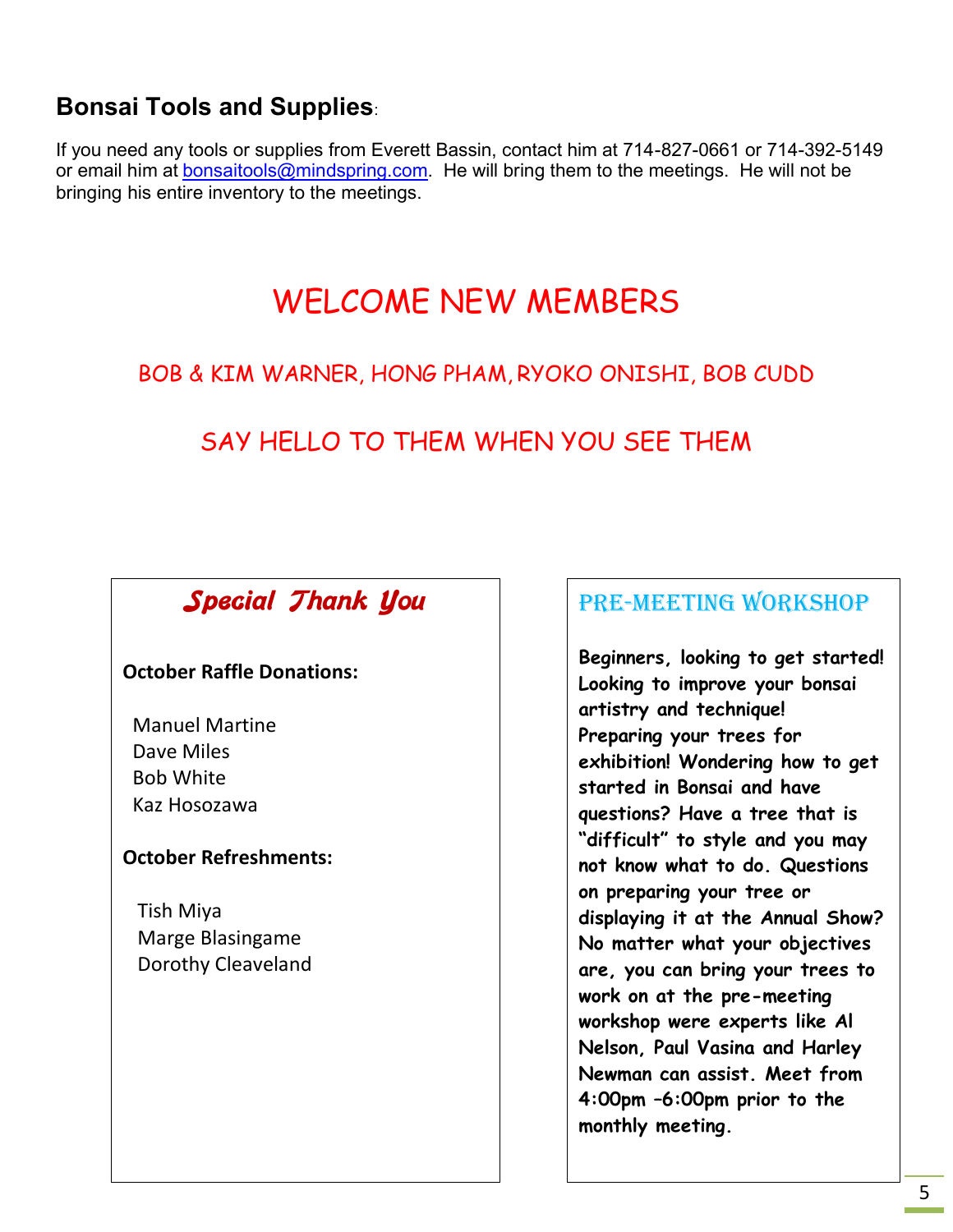## Bonsai Tools and Supplies:

If you need any tools or supplies from Everett Bassin, contact him at 714-827-0661 or 714-392-5149 or email him at bonsaitools@mindspring.com. He will bring them to the meetings. He will not be bringing his entire inventory to the meetings.

# WELCOME NEW MEMBERS

BOB & KIM WARNER, HONG PHAM, RYOKO ONISHI, BOB CUDD

SAY HELLO TO THEM WHEN YOU SEE THEM

## *Special Thank You*

**October Raffle Donations:**

Manuel Martine
Dave Miles
Bob White
Kaz Hosozawa

**October Refreshments:**

Tish Miya
Marge Blasingame
Dorothy Cleaveland

## PRE-MEETING WORKSHOP

**Beginners, looking to get started! Looking to improve your bonsai artistry and technique! Preparing your trees for exhibition! Wondering how to get started in Bonsai and have questions? Have a tree that is "difficult" to style and you may not know what to do. Questions on preparing your tree or displaying it at the Annual Show? No matter what your objectives are, you can bring your trees to work on at the pre-meeting workshop were experts like Al Nelson, Paul Vasina and Harley Newman can assist. Meet from 4:00pm –6:00pm prior to the monthly meeting.**